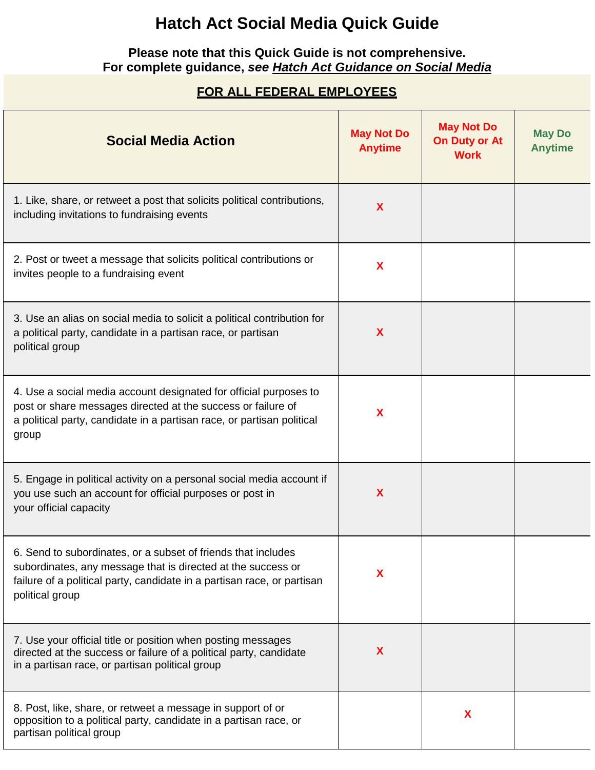# Hatch Act Social Media Quick Guide

**Please note that this Quick Guide is not comprehensive.**
**For complete guidance, *see* *Hatch Act Guidance on Social Media***

## FOR ALL FEDERAL EMPLOYEES

| Social Media Action | May Not Do Anytime | May Not Do On Duty or At Work | May Do Anytime |
|---|---|---|---|
| 1. Like, share, or retweet a post that solicits political contributions, including invitations to fundraising events | X | | |
| 2. Post or tweet a message that solicits political contributions or invites people to a fundraising event | X | | |
| 3. Use an alias on social media to solicit a political contribution for a political party, candidate in a partisan race, or partisan political group | X | | |
| 4. Use a social media account designated for official purposes to post or share messages directed at the success or failure of a political party, candidate in a partisan race, or partisan political group | X | | |
| 5. Engage in political activity on a personal social media account if you use such an account for official purposes or post in your official capacity | X | | |
| 6. Send to subordinates, or a subset of friends that includes subordinates, any message that is directed at the success or failure of a political party, candidate in a partisan race, or partisan political group | X | | |
| 7. Use your official title or position when posting messages directed at the success or failure of a political party, candidate in a partisan race, or partisan political group | X | | |
| 8. Post, like, share, or retweet a message in support of or opposition to a political party, candidate in a partisan race, or partisan political group | | X | |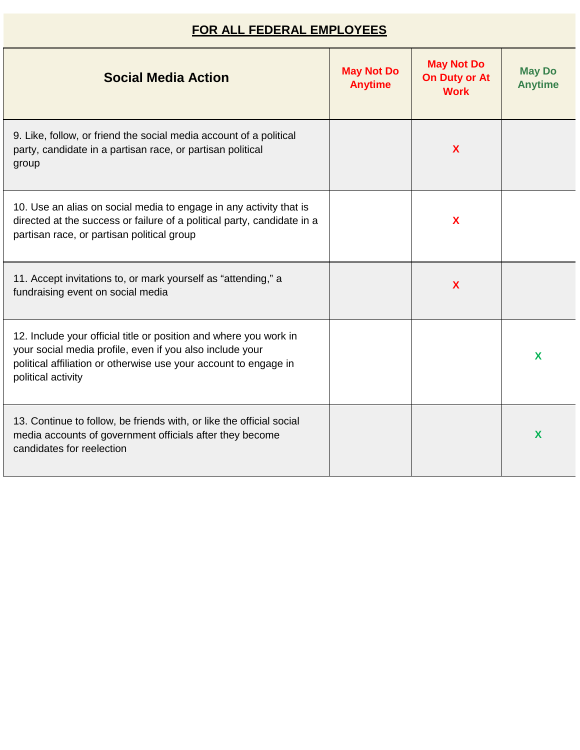## FOR ALL FEDERAL EMPLOYEES

| Social Media Action | May Not Do Anytime | May Not Do On Duty or At Work | May Do Anytime |
| --- | --- | --- | --- |
| 9. Like, follow, or friend the social media account of a political party, candidate in a partisan race, or partisan political group | | X | |
| 10. Use an alias on social media to engage in any activity that is directed at the success or failure of a political party, candidate in a partisan race, or partisan political group | | X | |
| 11. Accept invitations to, or mark yourself as "attending," a fundraising event on social media | | X | |
| 12. Include your official title or position and where you work in your social media profile, even if you also include your political affiliation or otherwise use your account to engage in political activity | | | X |
| 13. Continue to follow, be friends with, or like the official social media accounts of government officials after they become candidates for reelection | | | X |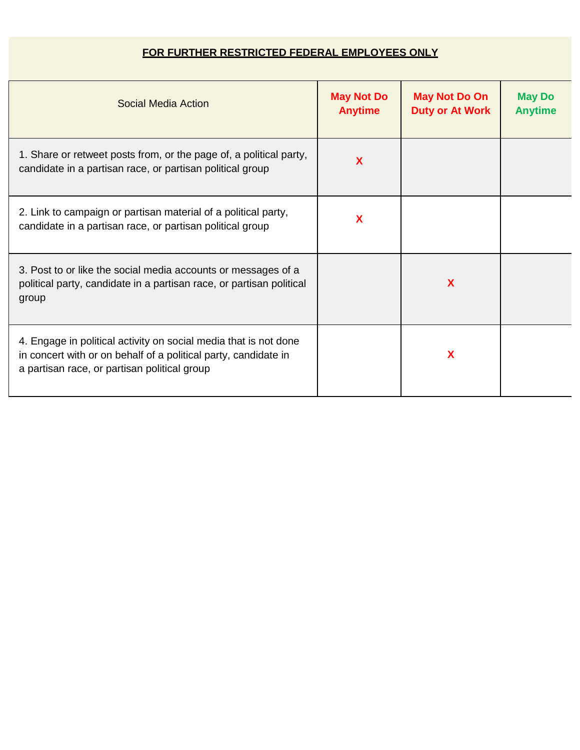## FOR FURTHER RESTRICTED FEDERAL EMPLOYEES ONLY

| Social Media Action | May Not Do Anytime | May Not Do On Duty or At Work | May Do Anytime |
|---|---|---|---|
| 1. Share or retweet posts from, or the page of, a political party, candidate in a partisan race, or partisan political group | X | | |
| 2. Link to campaign or partisan material of a political party, candidate in a partisan race, or partisan political group | X | | |
| 3. Post to or like the social media accounts or messages of a political party, candidate in a partisan race, or partisan political group | | X | |
| 4. Engage in political activity on social media that is not done in concert with or on behalf of a political party, candidate in a partisan race, or partisan political group | | X | |